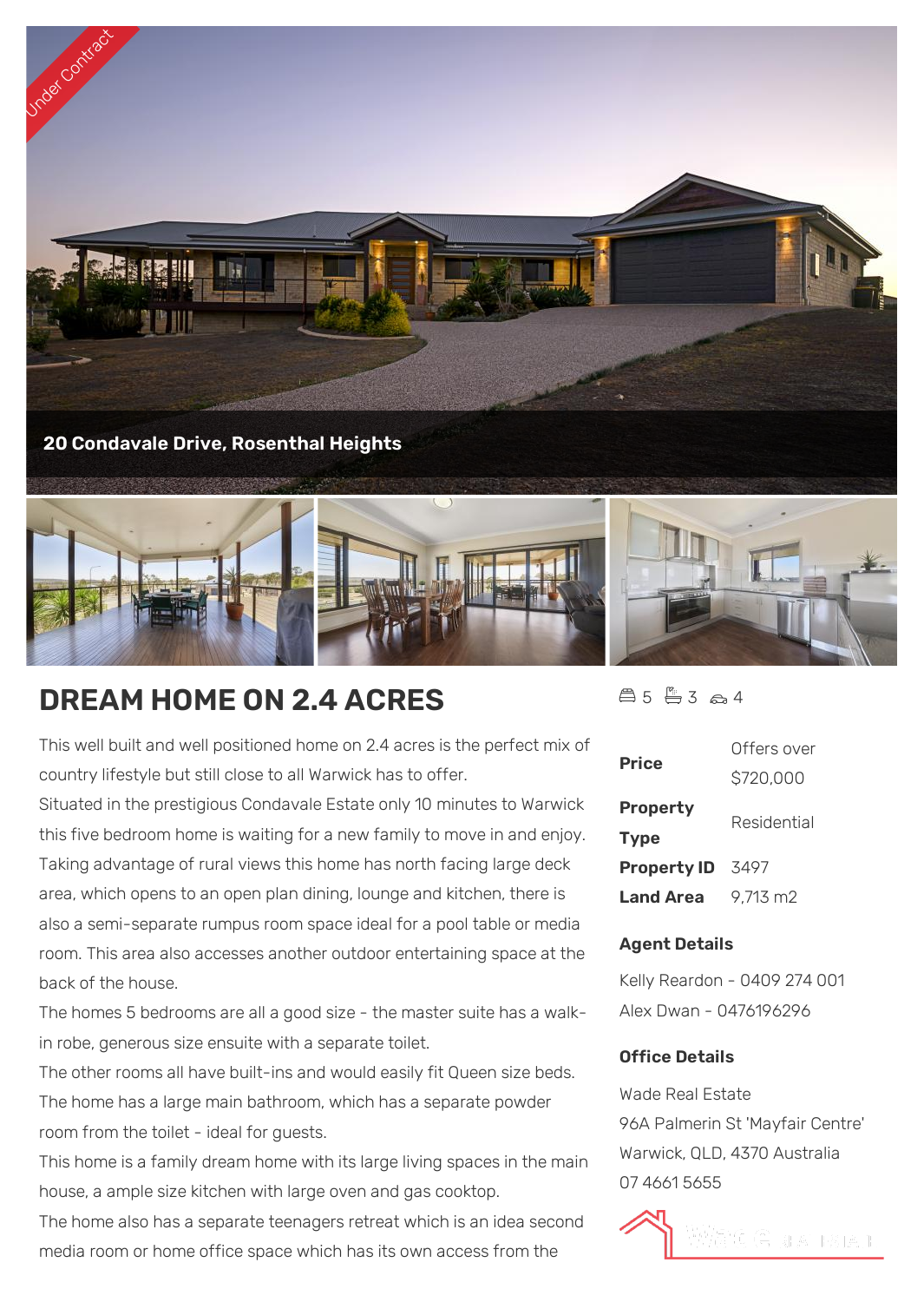Under Contract

20 Condavale Drive, Rosenthal Heights

# DREAM HOME ON 2.4 ACRES

5 bedrooms, 3 bathrooms, 4 car spaces

This well built and well positioned home on 2.4 acres is the perfect mix of country lifestyle but still close to all Warwick has to offer.

Situated in the prestigious Condavale Estate only 10 minutes to Warwick this five bedroom home is waiting for a new family to move in and enjoy. Taking advantage of rural views this home has north facing large deck area, which opens to an open plan dining, lounge and kitchen, there is also a semi-separate rumpus room space ideal for a pool table or media room. This area also accesses another outdoor entertaining space at the back of the house.

The homes 5 bedrooms are all a good size - the master suite has a walk-in robe, generous size ensuite with a separate toilet.

The other rooms all have built-ins and would easily fit Queen size beds. The home has a large main bathroom, which has a separate powder room from the toilet - ideal for guests.

This home is a family dream home with its large living spaces in the main house, a ample size kitchen with large oven and gas cooktop.

The home also has a separate teenagers retreat which is an idea second media room or home office space which has its own access from the

| | |
|---|---|
| **Price** | Offers over $720,000 |
| **Property Type** | Residential |
| **Property ID** | 3497 |
| **Land Area** | 9,713 m2 |

**Agent Details**

Kelly Reardon - 0409 274 001

Alex Dwan - 0476196296

**Office Details**

Wade Real Estate

96A Palmerin St 'Mayfair Centre'

Warwick, QLD, 4370 Australia

07 4661 5655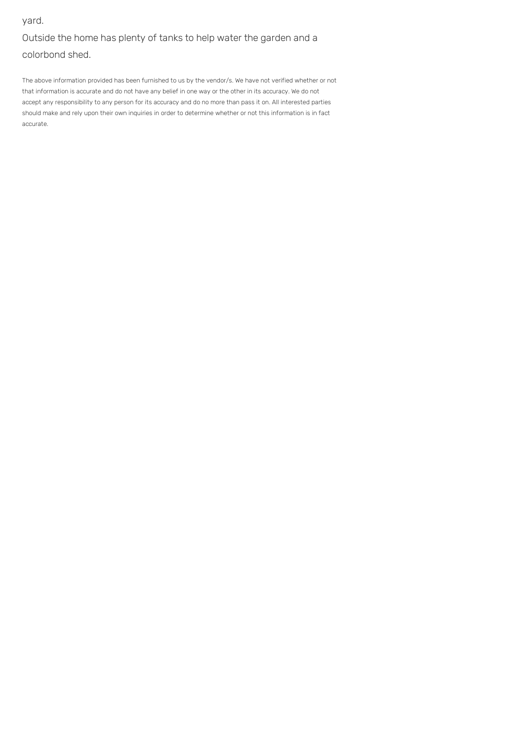yard.

Outside the home has plenty of tanks to help water the garden and a colorbond shed.

The above information provided has been furnished to us by the vendor/s. We have not verified whether or not that information is accurate and do not have any belief in one way or the other in its accuracy. We do not accept any responsibility to any person for its accuracy and do no more than pass it on. All interested parties should make and rely upon their own inquiries in order to determine whether or not this information is in fact accurate.